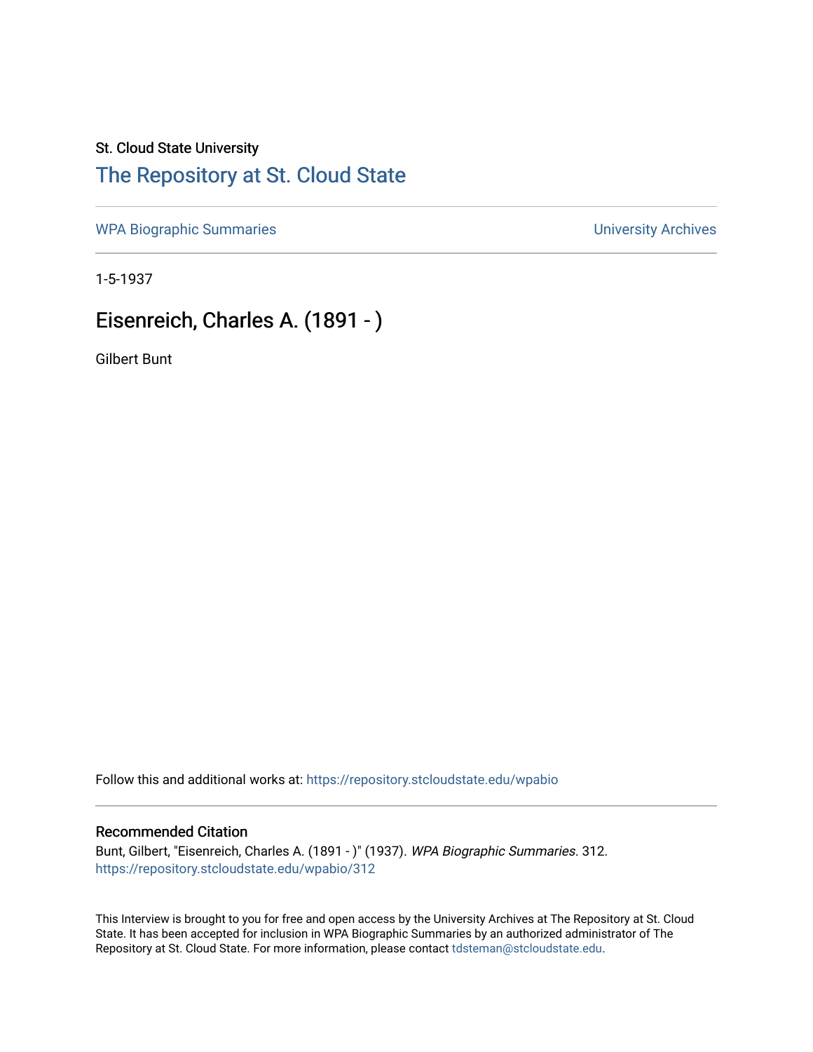St. Cloud State University

# The Repository at St. Cloud State

WPA Biographic Summaries | University Archives

1-5-1937

## Eisenreich, Charles A. (1891 - )

Gilbert Bunt

Follow this and additional works at: https://repository.stcloudstate.edu/wpabio

### Recommended Citation

Bunt, Gilbert, "Eisenreich, Charles A. (1891 - )" (1937). *WPA Biographic Summaries*. 312.
https://repository.stcloudstate.edu/wpabio/312

This Interview is brought to you for free and open access by the University Archives at The Repository at St. Cloud State. It has been accepted for inclusion in WPA Biographic Summaries by an authorized administrator of The Repository at St. Cloud State. For more information, please contact tdsteman@stcloudstate.edu.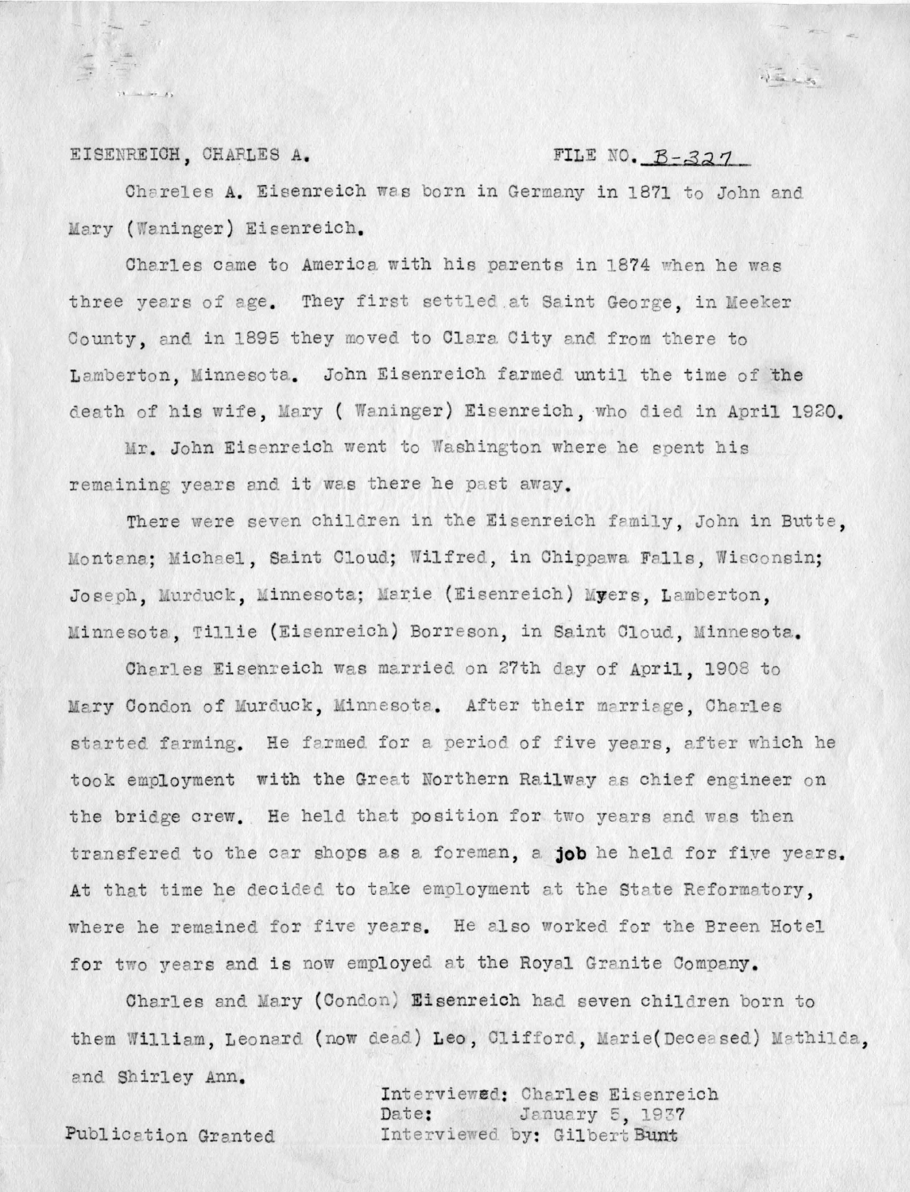EISENREICH, CHARLES A. FILE NO. B-327

Chareles A. Eisenreich was born in Germany in 1871 to John and Mary (Waninger) Eisenreich.

Charles came to America with his parents in 1874 when he was three years of age. They first settled at Saint George, in Meeker County, and in 1895 they moved to Clara City and from there to Lamberton, Minnesota. John Eisenreich farmed until the time of the death of his wife, Mary ( Waninger) Eisenreich, who died in April 1920.

Mr. John Eisenreich went to Washington where he spent his remaining years and it was there he past away.

There were seven children in the Eisenreich family, John in Butte, Montana; Michael, Saint Cloud; Wilfred, in Chippawa Falls, Wisconsin; Joseph, Murduck, Minnesota; Marie (Eisenreich) Myers, Lamberton, Minnesota, Tillie (Eisenreich) Borreson, in Saint Cloud, Minnesota.

Charles Eisenreich was married on 27th day of April, 1908 to Mary Condon of Murduck, Minnesota. After their marriage, Charles started farming. He farmed for a period of five years, after which he took employment with the Great Northern Railway as chief engineer on the bridge crew. He held that position for two years and was then transfered to the car shops as a foreman, a job he held for five years. At that time he decided to take employment at the State Reformatory, where he remained for five years. He also worked for the Breen Hotel for two years and is now employed at the Royal Granite Company.

Charles and Mary (Condon) Eisenreich had seven children born to them William, Leonard (now dead) Leo, Clifford, Marie(Deceased) Mathilda, and Shirley Ann.

Interviewed: Charles Eisenreich
Date: January 5, 1937
Interviewed by: Gilbert Bunt

Publication Granted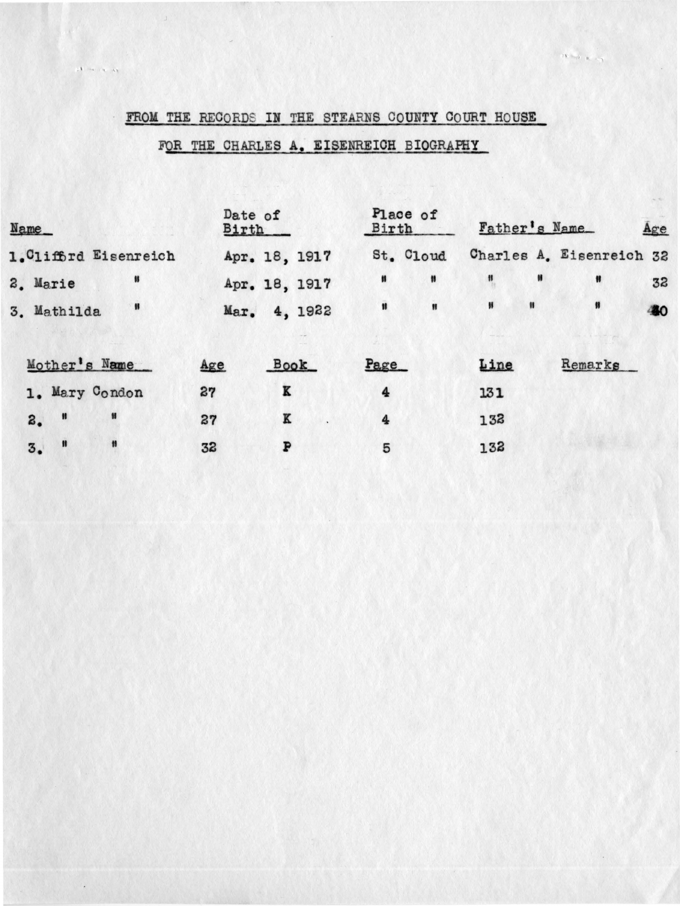FROM THE RECORDS IN THE STEARNS COUNTY COURT HOUSE

FOR THE CHARLES A. EISENREICH BIOGRAPHY

| Name | Date of Birth | Place of Birth | Father's Name | Age |
|---|---|---|---|---|
| 1. Clifford Eisenreich | Apr. 18, 1917 | St. Cloud | Charles A. Eisenreich | 32 |
| 2. Marie " | Apr. 18, 1917 | " " | " " " | 32 |
| 3. Mathilda " | Mar. 4, 1922 | " " | " " " | 40 |

| Mother's Name | Age | Book | Page | Line | Remarks |
|---|---|---|---|---|---|
| 1. Mary Condon | 27 | K | 4 | 131 | |
| 2. " " | 27 | K | 4 | 132 | |
| 3. " " | 32 | P | 5 | 132 | |